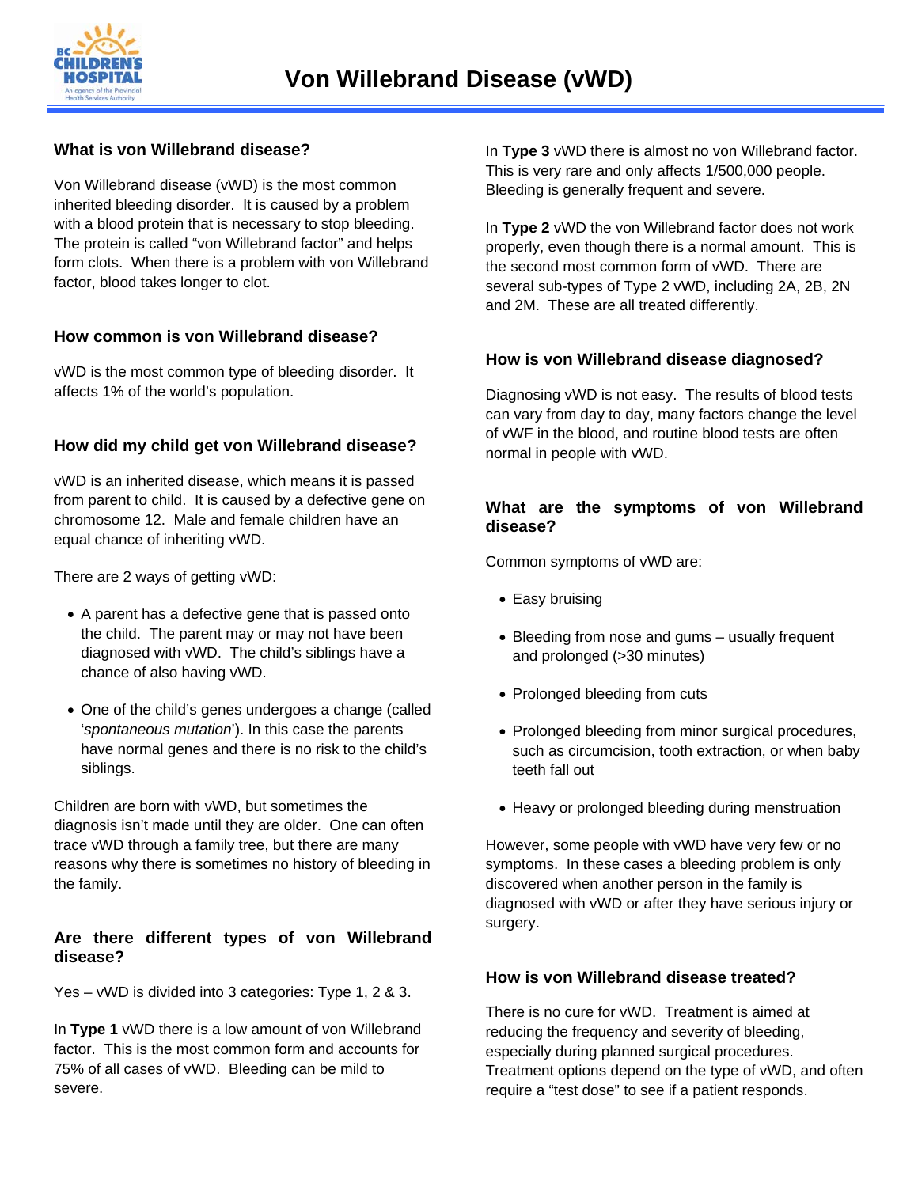# Von Willebrand Disease (vWD)

## What is von Willebrand disease?

Von Willebrand disease (vWD) is the most common inherited bleeding disorder. It is caused by a problem with a blood protein that is necessary to stop bleeding. The protein is called "von Willebrand factor" and helps form clots. When there is a problem with von Willebrand factor, blood takes longer to clot.

## How common is von Willebrand disease?

vWD is the most common type of bleeding disorder. It affects 1% of the world's population.

## How did my child get von Willebrand disease?

vWD is an inherited disease, which means it is passed from parent to child. It is caused by a defective gene on chromosome 12. Male and female children have an equal chance of inheriting vWD.

There are 2 ways of getting vWD:

- A parent has a defective gene that is passed onto the child. The parent may or may not have been diagnosed with vWD. The child's siblings have a chance of also having vWD.
- One of the child's genes undergoes a change (called '*spontaneous mutation*'). In this case the parents have normal genes and there is no risk to the child's siblings.

Children are born with vWD, but sometimes the diagnosis isn't made until they are older. One can often trace vWD through a family tree, but there are many reasons why there is sometimes no history of bleeding in the family.

## Are there different types of von Willebrand disease?

Yes – vWD is divided into 3 categories: Type 1, 2 & 3.

In **Type 1** vWD there is a low amount of von Willebrand factor. This is the most common form and accounts for 75% of all cases of vWD. Bleeding can be mild to severe.

In **Type 3** vWD there is almost no von Willebrand factor. This is very rare and only affects 1/500,000 people. Bleeding is generally frequent and severe.

In **Type 2** vWD the von Willebrand factor does not work properly, even though there is a normal amount. This is the second most common form of vWD. There are several sub-types of Type 2 vWD, including 2A, 2B, 2N and 2M. These are all treated differently.

## How is von Willebrand disease diagnosed?

Diagnosing vWD is not easy. The results of blood tests can vary from day to day, many factors change the level of vWF in the blood, and routine blood tests are often normal in people with vWD.

## What are the symptoms of von Willebrand disease?

Common symptoms of vWD are:

- Easy bruising
- Bleeding from nose and gums – usually frequent and prolonged (>30 minutes)
- Prolonged bleeding from cuts
- Prolonged bleeding from minor surgical procedures, such as circumcision, tooth extraction, or when baby teeth fall out
- Heavy or prolonged bleeding during menstruation

However, some people with vWD have very few or no symptoms. In these cases a bleeding problem is only discovered when another person in the family is diagnosed with vWD or after they have serious injury or surgery.

## How is von Willebrand disease treated?

There is no cure for vWD. Treatment is aimed at reducing the frequency and severity of bleeding, especially during planned surgical procedures. Treatment options depend on the type of vWD, and often require a "test dose" to see if a patient responds.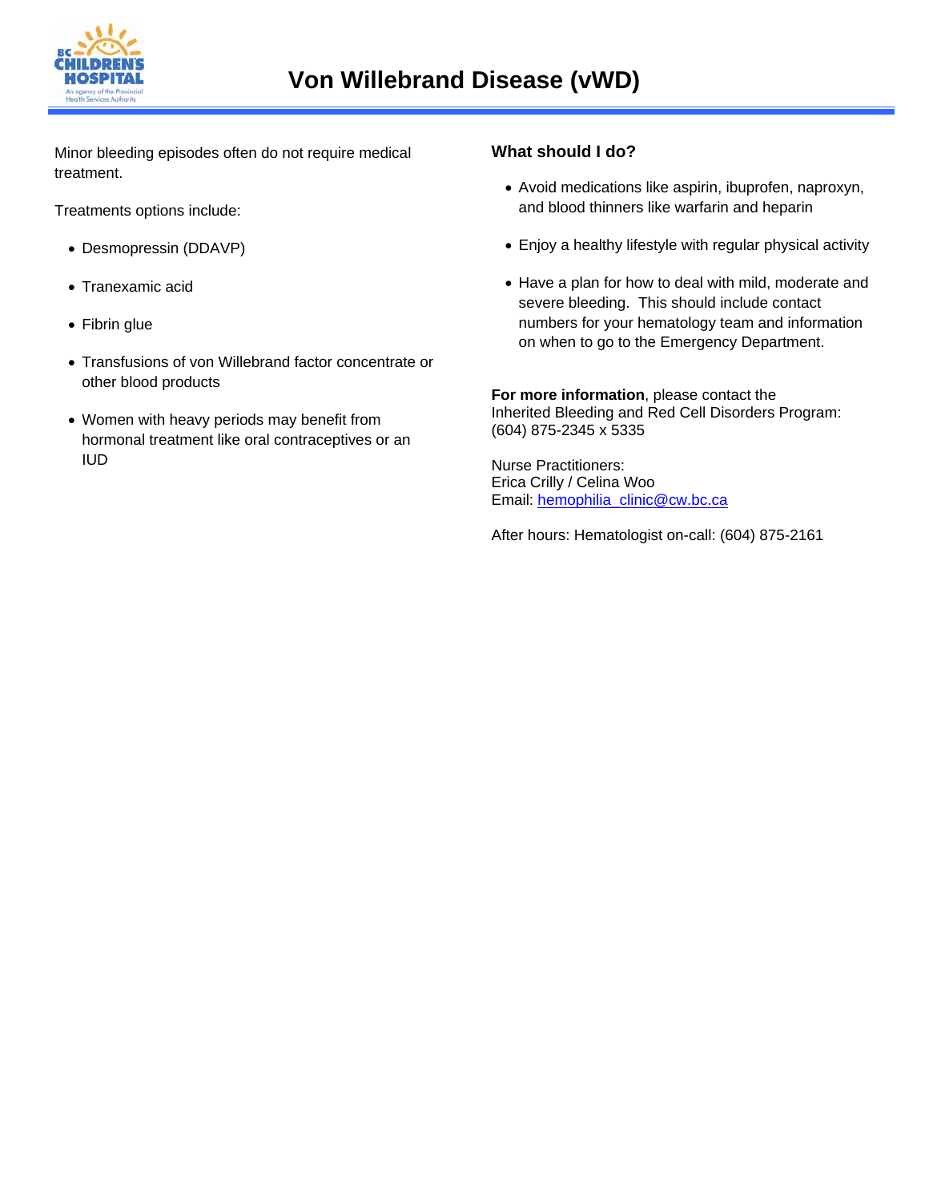Minor bleeding episodes often do not require medical treatment.

Treatments options include:

- Desmopressin (DDAVP)
- Tranexamic acid
- Fibrin glue
- Transfusions of von Willebrand factor concentrate or other blood products
- Women with heavy periods may benefit from hormonal treatment like oral contraceptives or an IUD

## What should I do?

- Avoid medications like aspirin, ibuprofen, naproxyn, and blood thinners like warfarin and heparin
- Enjoy a healthy lifestyle with regular physical activity
- Have a plan for how to deal with mild, moderate and severe bleeding. This should include contact numbers for your hematology team and information on when to go to the Emergency Department.

**For more information**, please contact the Inherited Bleeding and Red Cell Disorders Program: (604) 875-2345 x 5335

Nurse Practitioners:
Erica Crilly / Celina Woo
Email: hemophilia_clinic@cw.bc.ca

After hours: Hematologist on-call: (604) 875-2161